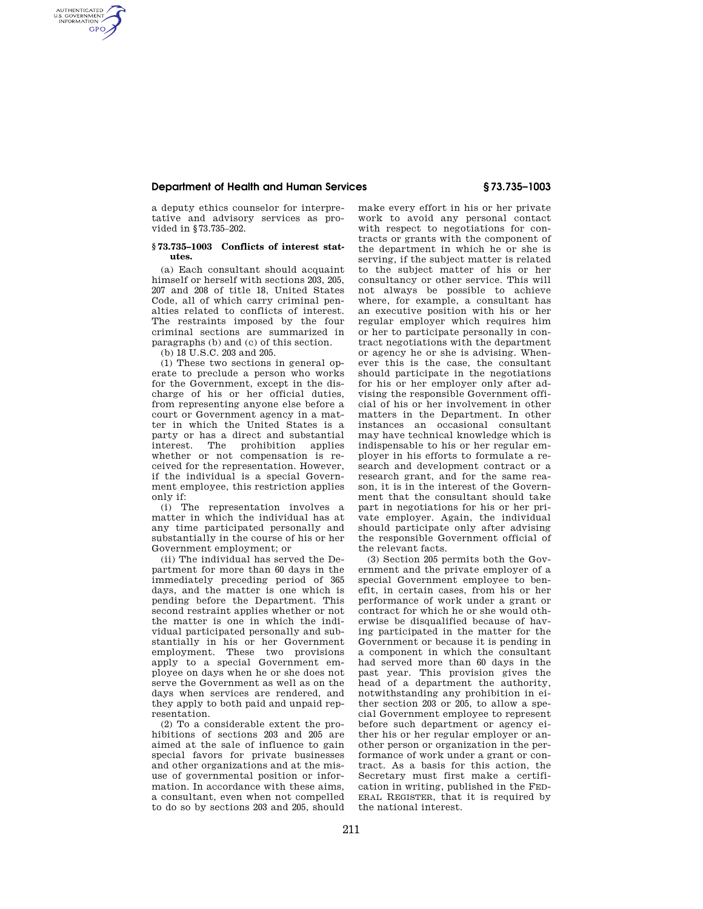a deputy ethics counselor for interpretative and advisory services as provided in §73.735–202.

### § 73.735–1003 Conflicts of interest statutes.

(a) Each consultant should acquaint himself or herself with sections 203, 205, 207 and 208 of title 18, United States Code, all of which carry criminal penalties related to conflicts of interest. The restraints imposed by the four criminal sections are summarized in paragraphs (b) and (c) of this section.

(b) 18 U.S.C. 203 and 205.

(1) These two sections in general operate to preclude a person who works for the Government, except in the discharge of his or her official duties, from representing anyone else before a court or Government agency in a matter in which the United States is a party or has a direct and substantial interest. The prohibition applies whether or not compensation is received for the representation. However, if the individual is a special Government employee, this restriction applies only if:

(i) The representation involves a matter in which the individual has at any time participated personally and substantially in the course of his or her Government employment; or

(ii) The individual has served the Department for more than 60 days in the immediately preceding period of 365 days, and the matter is one which is pending before the Department. This second restraint applies whether or not the matter is one in which the individual participated personally and substantially in his or her Government employment. These two provisions apply to a special Government employee on days when he or she does not serve the Government as well as on the days when services are rendered, and they apply to both paid and unpaid representation.

(2) To a considerable extent the prohibitions of sections 203 and 205 are aimed at the sale of influence to gain special favors for private businesses and other organizations and at the misuse of governmental position or information. In accordance with these aims, a consultant, even when not compelled to do so by sections 203 and 205, should make every effort in his or her private work to avoid any personal contact with respect to negotiations for contracts or grants with the component of the department in which he or she is serving, if the subject matter is related to the subject matter of his or her consultancy or other service. This will not always be possible to achieve where, for example, a consultant has an executive position with his or her regular employer which requires him or her to participate personally in contract negotiations with the department or agency he or she is advising. Whenever this is the case, the consultant should participate in the negotiations for his or her employer only after advising the responsible Government official of his or her involvement in other matters in the Department. In other instances an occasional consultant may have technical knowledge which is indispensable to his or her regular employer in his efforts to formulate a research and development contract or a research grant, and for the same reason, it is in the interest of the Government that the consultant should take part in negotiations for his or her private employer. Again, the individual should participate only after advising the responsible Government official of the relevant facts.

(3) Section 205 permits both the Government and the private employer of a special Government employee to benefit, in certain cases, from his or her performance of work under a grant or contract for which he or she would otherwise be disqualified because of having participated in the matter for the Government or because it is pending in a component in which the consultant had served more than 60 days in the past year. This provision gives the head of a department the authority, notwithstanding any prohibition in either section 203 or 205, to allow a special Government employee to represent before such department or agency either his or her regular employer or another person or organization in the performance of work under a grant or contract. As a basis for this action, the Secretary must first make a certification in writing, published in the FEDERAL REGISTER, that it is required by the national interest.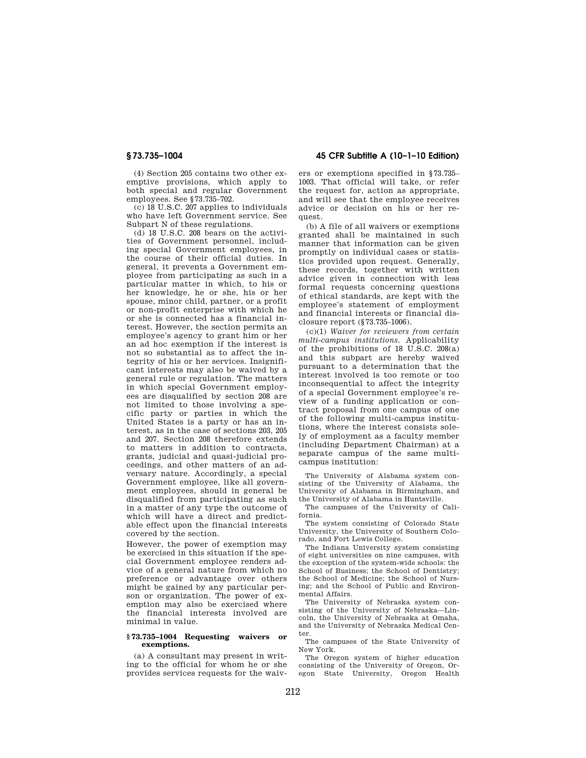(4) Section 205 contains two other exemptive provisions, which apply to both special and regular Government employees. See §73.735–702.

(c) 18 U.S.C. 207 applies to individuals who have left Government service. See Subpart N of these regulations.

(d) 18 U.S.C. 208 bears on the activities of Government personnel, including special Government employees, in the course of their official duties. In general, it prevents a Government employee from participating as such in a particular matter in which, to his or her knowledge, he or she, his or her spouse, minor child, partner, or a profit or non-profit enterprise with which he or she is connected has a financial interest. However, the section permits an employee's agency to grant him or her an ad hoc exemption if the interest is not so substantial as to affect the integrity of his or her services. Insignificant interests may also be waived by a general rule or regulation. The matters in which special Government employees are disqualified by section 208 are not limited to those involving a specific party or parties in which the United States is a party or has an interest, as in the case of sections 203, 205 and 207. Section 208 therefore extends to matters in addition to contracts, grants, judicial and quasi-judicial proceedings, and other matters of an adversary nature. Accordingly, a special Government employee, like all government employees, should in general be disqualified from participating as such in a matter of any type the outcome of which will have a direct and predictable effect upon the financial interests covered by the section.

However, the power of exemption may be exercised in this situation if the special Government employee renders advice of a general nature from which no preference or advantage over others might be gained by any particular person or organization. The power of exemption may also be exercised where the financial interests involved are minimal in value.

### §73.735–1004 Requesting waivers or exemptions.

(a) A consultant may present in writing to the official for whom he or she provides services requests for the waivers or exemptions specified in §73.735–1003. That official will take, or refer the request for, action as appropriate, and will see that the employee receives advice or decision on his or her request.

(b) A file of all waivers or exemptions granted shall be maintained in such manner that information can be given promptly on individual cases or statistics provided upon request. Generally, these records, together with written advice given in connection with less formal requests concerning questions of ethical standards, are kept with the employee's statement of employment and financial interests or financial disclosure report (§73.735–1006).

(c)(1) *Waiver for reviewers from certain multi-campus institutions.* Applicability of the prohibitions of 18 U.S.C. 208(a) and this subpart are hereby waived pursuant to a determination that the interest involved is too remote or too inconsequential to affect the integrity of a special Government employee's review of a funding application or contract proposal from one campus of one of the following multi-campus institutions, where the interest consists solely of employment as a faculty member (including Department Chairman) at a separate campus of the same multi-campus institution:

The University of Alabama system consisting of the University of Alabama, the University of Alabama in Birmingham, and the University of Alabama in Huntsville.

The campuses of the University of California.

The system consisting of Colorado State University, the University of Southern Colorado, and Fort Lewis College.

The Indiana University system consisting of eight universities on nine campuses, with the exception of the system-wide schools: the School of Business; the School of Dentistry; the School of Medicine; the School of Nursing; and the School of Public and Environmental Affairs.

The University of Nebraska system consisting of the University of Nebraska—Lincoln, the University of Nebraska at Omaha, and the University of Nebraska Medical Center.

The campuses of the State University of New York.

The Oregon system of higher education consisting of the University of Oregon, Oregon State University, Oregon Health